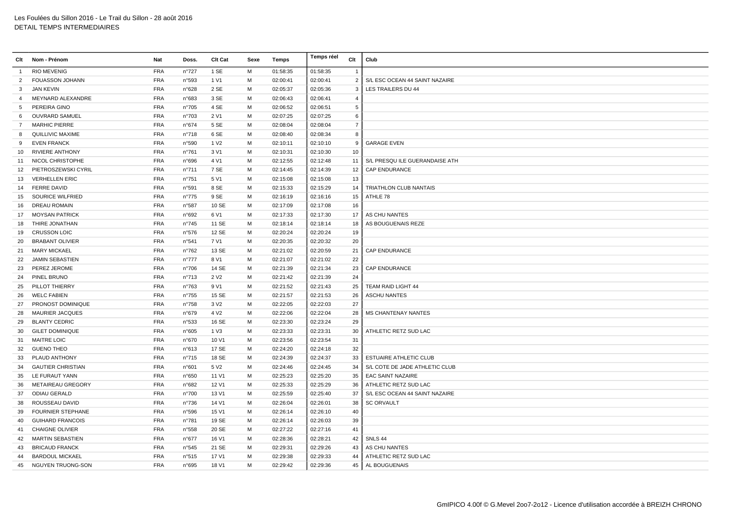Les Foulées du Sillon 2016 - Le Trail du Sillon - 28 août 2016

DETAIL TEMPS INTERMEDIAIRES

| Clt | Nom - Prénom | Nat | Doss. | Clt Cat | Sexe | Temps | Temps réel | Clt | Club |
|---|---|---|---|---|---|---|---|---|---|
| 1 | RIO MEVENIG | FRA | n°727 | 1 SE | M | 01:58:35 | 01:58:35 | 1 | |
| 2 | FOUASSON JOHANN | FRA | n°593 | 1 V1 | M | 02:00:41 | 02:00:41 | 2 | S/L ESC OCEAN 44 SAINT NAZAIRE |
| 3 | JAN KEVIN | FRA | n°628 | 2 SE | M | 02:05:37 | 02:05:36 | 3 | LES TRAILERS DU 44 |
| 4 | MEYNARD ALEXANDRE | FRA | n°683 | 3 SE | M | 02:06:43 | 02:06:41 | 4 | |
| 5 | PEREIRA GINO | FRA | n°705 | 4 SE | M | 02:06:52 | 02:06:51 | 5 | |
| 6 | OUVRARD SAMUEL | FRA | n°703 | 2 V1 | M | 02:07:25 | 02:07:25 | 6 | |
| 7 | MARHIC PIERRE | FRA | n°674 | 5 SE | M | 02:08:04 | 02:08:04 | 7 | |
| 8 | QUILLIVIC MAXIME | FRA | n°718 | 6 SE | M | 02:08:40 | 02:08:34 | 8 | |
| 9 | EVEN FRANCK | FRA | n°590 | 1 V2 | M | 02:10:11 | 02:10:10 | 9 | GARAGE EVEN |
| 10 | RIVIERE ANTHONY | FRA | n°761 | 3 V1 | M | 02:10:31 | 02:10:30 | 10 | |
| 11 | NICOL CHRISTOPHE | FRA | n°696 | 4 V1 | M | 02:12:55 | 02:12:48 | 11 | S/L PRESQU ILE GUERANDAISE ATH |
| 12 | PIETROSZEWSKI CYRIL | FRA | n°711 | 7 SE | M | 02:14:45 | 02:14:39 | 12 | CAP ENDURANCE |
| 13 | VERHELLEN ERIC | FRA | n°751 | 5 V1 | M | 02:15:08 | 02:15:08 | 13 | |
| 14 | FERRE DAVID | FRA | n°591 | 8 SE | M | 02:15:33 | 02:15:29 | 14 | TRIATHLON CLUB NANTAIS |
| 15 | SOURICE WILFRIED | FRA | n°775 | 9 SE | M | 02:16:19 | 02:16:16 | 15 | ATHLE 78 |
| 16 | DREAU ROMAIN | FRA | n°587 | 10 SE | M | 02:17:09 | 02:17:08 | 16 | |
| 17 | MOYSAN PATRICK | FRA | n°692 | 6 V1 | M | 02:17:33 | 02:17:30 | 17 | AS CHU NANTES |
| 18 | THIRE JONATHAN | FRA | n°745 | 11 SE | M | 02:18:14 | 02:18:14 | 18 | AS BOUGUENAIS REZE |
| 19 | CRUSSON LOIC | FRA | n°576 | 12 SE | M | 02:20:24 | 02:20:24 | 19 | |
| 20 | BRABANT OLIVIER | FRA | n°541 | 7 V1 | M | 02:20:35 | 02:20:32 | 20 | |
| 21 | MARY MICKAEL | FRA | n°762 | 13 SE | M | 02:21:02 | 02:20:59 | 21 | CAP ENDURANCE |
| 22 | JAMIN SEBASTIEN | FRA | n°777 | 8 V1 | M | 02:21:07 | 02:21:02 | 22 | |
| 23 | PEREZ JEROME | FRA | n°706 | 14 SE | M | 02:21:39 | 02:21:34 | 23 | CAP ENDURANCE |
| 24 | PINEL BRUNO | FRA | n°713 | 2 V2 | M | 02:21:42 | 02:21:39 | 24 | |
| 25 | PILLOT THIERRY | FRA | n°763 | 9 V1 | M | 02:21:52 | 02:21:43 | 25 | TEAM RAID LIGHT 44 |
| 26 | WELC FABIEN | FRA | n°755 | 15 SE | M | 02:21:57 | 02:21:53 | 26 | ASCHU NANTES |
| 27 | PRONOST DOMINIQUE | FRA | n°758 | 3 V2 | M | 02:22:05 | 02:22:03 | 27 | |
| 28 | MAURIER JACQUES | FRA | n°679 | 4 V2 | M | 02:22:06 | 02:22:04 | 28 | MS CHANTENAY NANTES |
| 29 | BLANTY CEDRIC | FRA | n°533 | 16 SE | M | 02:23:30 | 02:23:24 | 29 | |
| 30 | GILET DOMINIQUE | FRA | n°605 | 1 V3 | M | 02:23:33 | 02:23:31 | 30 | ATHLETIC RETZ SUD LAC |
| 31 | MAITRE LOIC | FRA | n°670 | 10 V1 | M | 02:23:56 | 02:23:54 | 31 | |
| 32 | GUENO THEO | FRA | n°613 | 17 SE | M | 02:24:20 | 02:24:18 | 32 | |
| 33 | PLAUD ANTHONY | FRA | n°715 | 18 SE | M | 02:24:39 | 02:24:37 | 33 | ESTUAIRE ATHLETIC CLUB |
| 34 | GAUTIER CHRISTIAN | FRA | n°601 | 5 V2 | M | 02:24:46 | 02:24:45 | 34 | S/L COTE DE JADE ATHLETIC CLUB |
| 35 | LE FURAUT YANN | FRA | n°650 | 11 V1 | M | 02:25:23 | 02:25:20 | 35 | EAC SAINT NAZAIRE |
| 36 | METAIREAU GREGORY | FRA | n°682 | 12 V1 | M | 02:25:33 | 02:25:29 | 36 | ATHLETIC RETZ SUD LAC |
| 37 | ODIAU GERALD | FRA | n°700 | 13 V1 | M | 02:25:59 | 02:25:40 | 37 | S/L ESC OCEAN 44 SAINT NAZAIRE |
| 38 | ROUSSEAU DAVID | FRA | n°736 | 14 V1 | M | 02:26:04 | 02:26:01 | 38 | SC ORVAULT |
| 39 | FOURNIER STEPHANE | FRA | n°596 | 15 V1 | M | 02:26:14 | 02:26:10 | 40 | |
| 40 | GUIHARD FRANCOIS | FRA | n°781 | 19 SE | M | 02:26:14 | 02:26:03 | 39 | |
| 41 | CHAIGNE OLIVIER | FRA | n°558 | 20 SE | M | 02:27:22 | 02:27:16 | 41 | |
| 42 | MARTIN SEBASTIEN | FRA | n°677 | 16 V1 | M | 02:28:36 | 02:28:21 | 42 | SNLS 44 |
| 43 | BRICAUD FRANCK | FRA | n°545 | 21 SE | M | 02:29:31 | 02:29:26 | 43 | AS CHU NANTES |
| 44 | BARDOUL MICKAEL | FRA | n°515 | 17 V1 | M | 02:29:38 | 02:29:33 | 44 | ATHLETIC RETZ SUD LAC |
| 45 | NGUYEN TRUONG-SON | FRA | n°695 | 18 V1 | M | 02:29:42 | 02:29:36 | 45 | AL BOUGUENAIS |

GmIPICO 4.00f © G.Mevel 2oo7-2o12 - Licence d'utilisation accordée à BREIZH CHRONO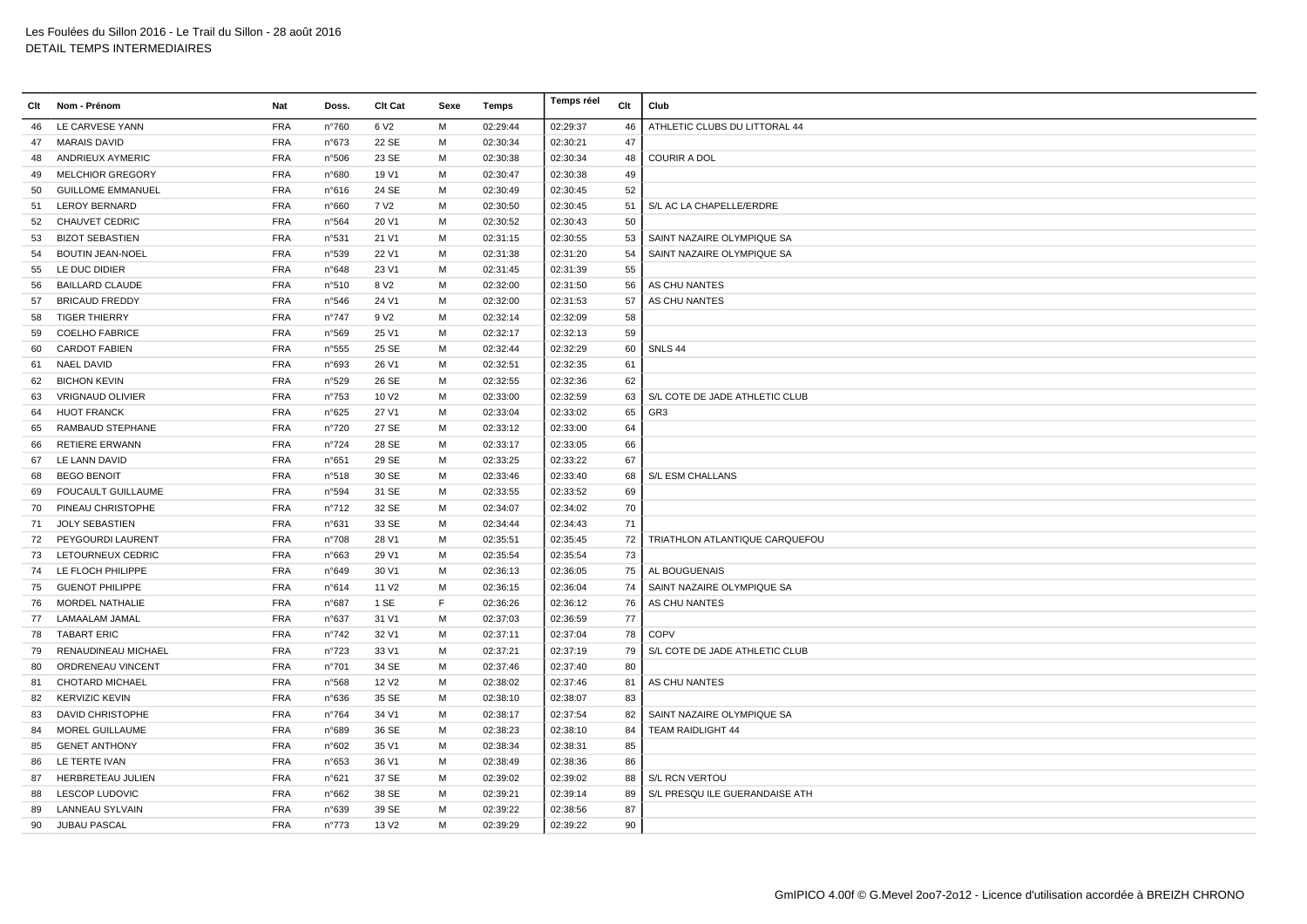Les Foulées du Sillon 2016 - Le Trail du Sillon - 28 août 2016
DETAIL TEMPS INTERMEDIAIRES

| Clt | Nom - Prénom | Nat | Doss. | Clt Cat | Sexe | Temps | Temps réel | Clt | Club |
|---|---|---|---|---|---|---|---|---|---|
| 46 | LE CARVESE YANN | FRA | n°760 | 6 V2 | M | 02:29:44 | 02:29:37 | 46 | ATHLETIC CLUBS DU LITTORAL 44 |
| 47 | MARAIS DAVID | FRA | n°673 | 22 SE | M | 02:30:34 | 02:30:21 | 47 | |
| 48 | ANDRIEUX AYMERIC | FRA | n°506 | 23 SE | M | 02:30:38 | 02:30:34 | 48 | COURIR A DOL |
| 49 | MELCHIOR GREGORY | FRA | n°680 | 19 V1 | M | 02:30:47 | 02:30:38 | 49 | |
| 50 | GUILLOME EMMANUEL | FRA | n°616 | 24 SE | M | 02:30:49 | 02:30:45 | 52 | |
| 51 | LEROY BERNARD | FRA | n°660 | 7 V2 | M | 02:30:50 | 02:30:45 | 51 | S/L AC LA CHAPELLE/ERDRE |
| 52 | CHAUVET CEDRIC | FRA | n°564 | 20 V1 | M | 02:30:52 | 02:30:43 | 50 | |
| 53 | BIZOT SEBASTIEN | FRA | n°531 | 21 V1 | M | 02:31:15 | 02:30:55 | 53 | SAINT NAZAIRE OLYMPIQUE SA |
| 54 | BOUTIN JEAN-NOEL | FRA | n°539 | 22 V1 | M | 02:31:38 | 02:31:20 | 54 | SAINT NAZAIRE OLYMPIQUE SA |
| 55 | LE DUC DIDIER | FRA | n°648 | 23 V1 | M | 02:31:45 | 02:31:39 | 55 | |
| 56 | BAILLARD CLAUDE | FRA | n°510 | 8 V2 | M | 02:32:00 | 02:31:50 | 56 | AS CHU NANTES |
| 57 | BRICAUD FREDDY | FRA | n°546 | 24 V1 | M | 02:32:00 | 02:31:53 | 57 | AS CHU NANTES |
| 58 | TIGER THIERRY | FRA | n°747 | 9 V2 | M | 02:32:14 | 02:32:09 | 58 | |
| 59 | COELHO FABRICE | FRA | n°569 | 25 V1 | M | 02:32:17 | 02:32:13 | 59 | |
| 60 | CARDOT FABIEN | FRA | n°555 | 25 SE | M | 02:32:44 | 02:32:29 | 60 | SNLS 44 |
| 61 | NAEL DAVID | FRA | n°693 | 26 V1 | M | 02:32:51 | 02:32:35 | 61 | |
| 62 | BICHON KEVIN | FRA | n°529 | 26 SE | M | 02:32:55 | 02:32:36 | 62 | |
| 63 | VRIGNAUD OLIVIER | FRA | n°753 | 10 V2 | M | 02:33:00 | 02:32:59 | 63 | S/L COTE DE JADE ATHLETIC CLUB |
| 64 | HUOT FRANCK | FRA | n°625 | 27 V1 | M | 02:33:04 | 02:33:02 | 65 | GR3 |
| 65 | RAMBAUD STEPHANE | FRA | n°720 | 27 SE | M | 02:33:12 | 02:33:00 | 64 | |
| 66 | RETIERE ERWANN | FRA | n°724 | 28 SE | M | 02:33:17 | 02:33:05 | 66 | |
| 67 | LE LANN DAVID | FRA | n°651 | 29 SE | M | 02:33:25 | 02:33:22 | 67 | |
| 68 | BEGO BENOIT | FRA | n°518 | 30 SE | M | 02:33:46 | 02:33:40 | 68 | S/L ESM CHALLANS |
| 69 | FOUCAULT GUILLAUME | FRA | n°594 | 31 SE | M | 02:33:55 | 02:33:52 | 69 | |
| 70 | PINEAU CHRISTOPHE | FRA | n°712 | 32 SE | M | 02:34:07 | 02:34:02 | 70 | |
| 71 | JOLY SEBASTIEN | FRA | n°631 | 33 SE | M | 02:34:44 | 02:34:43 | 71 | |
| 72 | PEYGOURDI LAURENT | FRA | n°708 | 28 V1 | M | 02:35:51 | 02:35:45 | 72 | TRIATHLON ATLANTIQUE CARQUEFOU |
| 73 | LETOURNEUX CEDRIC | FRA | n°663 | 29 V1 | M | 02:35:54 | 02:35:54 | 73 | |
| 74 | LE FLOCH PHILIPPE | FRA | n°649 | 30 V1 | M | 02:36:13 | 02:36:05 | 75 | AL BOUGUENAIS |
| 75 | GUENOT PHILIPPE | FRA | n°614 | 11 V2 | M | 02:36:15 | 02:36:04 | 74 | SAINT NAZAIRE OLYMPIQUE SA |
| 76 | MORDEL NATHALIE | FRA | n°687 | 1 SE | F | 02:36:26 | 02:36:12 | 76 | AS CHU NANTES |
| 77 | LAMAALAM JAMAL | FRA | n°637 | 31 V1 | M | 02:37:03 | 02:36:59 | 77 | |
| 78 | TABART ERIC | FRA | n°742 | 32 V1 | M | 02:37:11 | 02:37:04 | 78 | COPV |
| 79 | RENAUDINEAU MICHAEL | FRA | n°723 | 33 V1 | M | 02:37:21 | 02:37:19 | 79 | S/L COTE DE JADE ATHLETIC CLUB |
| 80 | ORDRENEAU VINCENT | FRA | n°701 | 34 SE | M | 02:37:46 | 02:37:40 | 80 | |
| 81 | CHOTARD MICHAEL | FRA | n°568 | 12 V2 | M | 02:38:02 | 02:37:46 | 81 | AS CHU NANTES |
| 82 | KERVIZIC KEVIN | FRA | n°636 | 35 SE | M | 02:38:10 | 02:38:07 | 83 | |
| 83 | DAVID CHRISTOPHE | FRA | n°764 | 34 V1 | M | 02:38:17 | 02:37:54 | 82 | SAINT NAZAIRE OLYMPIQUE SA |
| 84 | MOREL GUILLAUME | FRA | n°689 | 36 SE | M | 02:38:23 | 02:38:10 | 84 | TEAM RAIDLIGHT 44 |
| 85 | GENET ANTHONY | FRA | n°602 | 35 V1 | M | 02:38:34 | 02:38:31 | 85 | |
| 86 | LE TERTE IVAN | FRA | n°653 | 36 V1 | M | 02:38:49 | 02:38:36 | 86 | |
| 87 | HERBRETEAU JULIEN | FRA | n°621 | 37 SE | M | 02:39:02 | 02:39:02 | 88 | S/L RCN VERTOU |
| 88 | LESCOP LUDOVIC | FRA | n°662 | 38 SE | M | 02:39:21 | 02:39:14 | 89 | S/L PRESQU ILE GUERANDAISE ATH |
| 89 | LANNEAU SYLVAIN | FRA | n°639 | 39 SE | M | 02:39:22 | 02:38:56 | 87 | |
| 90 | JUBAU PASCAL | FRA | n°773 | 13 V2 | M | 02:39:29 | 02:39:22 | 90 | |

GmIPICO 4.00f © G.Mevel 2oo7-2o12 - Licence d'utilisation accordée à BREIZH CHRONO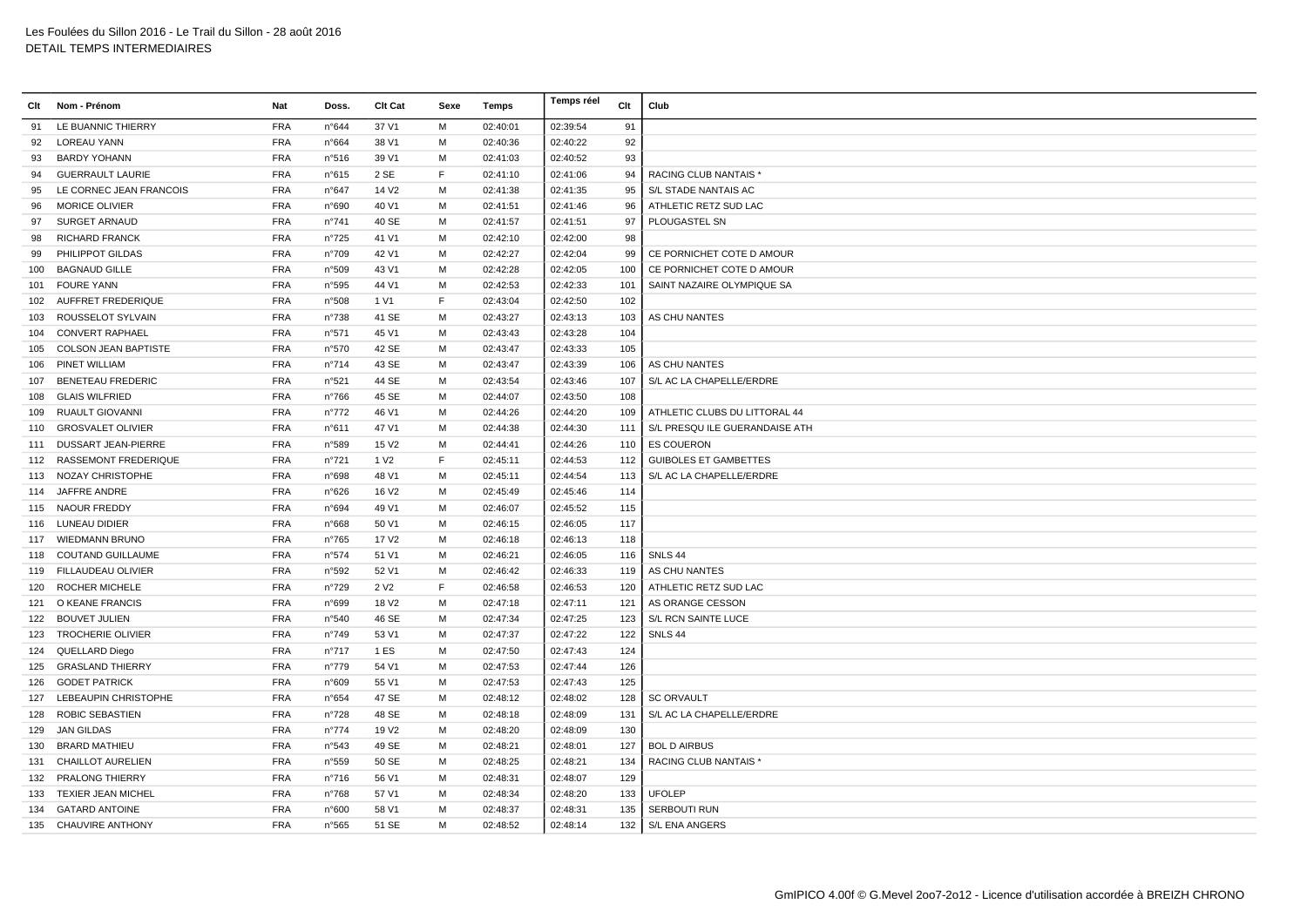Les Foulées du Sillon 2016 - Le Trail du Sillon - 28 août 2016
DETAIL TEMPS INTERMEDIAIRES

| Clt | Nom - Prénom | Nat | Doss. | Clt Cat | Sexe | Temps | Temps réel | Clt | Club |
|---|---|---|---|---|---|---|---|---|---|
| 91 | LE BUANNIC THIERRY | FRA | n°644 | 37 V1 | M | 02:40:01 | 02:39:54 | 91 | |
| 92 | LOREAU YANN | FRA | n°664 | 38 V1 | M | 02:40:36 | 02:40:22 | 92 | |
| 93 | BARDY YOHANN | FRA | n°516 | 39 V1 | M | 02:41:03 | 02:40:52 | 93 | |
| 94 | GUERRAULT LAURIE | FRA | n°615 | 2 SE | F | 02:41:10 | 02:41:06 | 94 | RACING CLUB NANTAIS * |
| 95 | LE CORNEC JEAN FRANCOIS | FRA | n°647 | 14 V2 | M | 02:41:38 | 02:41:35 | 95 | S/L STADE NANTAIS AC |
| 96 | MORICE OLIVIER | FRA | n°690 | 40 V1 | M | 02:41:51 | 02:41:46 | 96 | ATHLETIC RETZ SUD LAC |
| 97 | SURGET ARNAUD | FRA | n°741 | 40 SE | M | 02:41:57 | 02:41:51 | 97 | PLOUGASTEL SN |
| 98 | RICHARD FRANCK | FRA | n°725 | 41 V1 | M | 02:42:10 | 02:42:00 | 98 | |
| 99 | PHILIPPOT GILDAS | FRA | n°709 | 42 V1 | M | 02:42:27 | 02:42:04 | 99 | CE PORNICHET COTE D AMOUR |
| 100 | BAGNAUD GILLE | FRA | n°509 | 43 V1 | M | 02:42:28 | 02:42:05 | 100 | CE PORNICHET COTE D AMOUR |
| 101 | FOURE YANN | FRA | n°595 | 44 V1 | M | 02:42:53 | 02:42:33 | 101 | SAINT NAZAIRE OLYMPIQUE SA |
| 102 | AUFFRET FREDERIQUE | FRA | n°508 | 1 V1 | F | 02:43:04 | 02:42:50 | 102 | |
| 103 | ROUSSELOT SYLVAIN | FRA | n°738 | 41 SE | M | 02:43:27 | 02:43:13 | 103 | AS CHU NANTES |
| 104 | CONVERT RAPHAEL | FRA | n°571 | 45 V1 | M | 02:43:43 | 02:43:28 | 104 | |
| 105 | COLSON JEAN BAPTISTE | FRA | n°570 | 42 SE | M | 02:43:47 | 02:43:33 | 105 | |
| 106 | PINET WILLIAM | FRA | n°714 | 43 SE | M | 02:43:47 | 02:43:39 | 106 | AS CHU NANTES |
| 107 | BENETEAU FREDERIC | FRA | n°521 | 44 SE | M | 02:43:54 | 02:43:46 | 107 | S/L AC LA CHAPELLE/ERDRE |
| 108 | GLAIS WILFRIED | FRA | n°766 | 45 SE | M | 02:44:07 | 02:43:50 | 108 | |
| 109 | RUAULT GIOVANNI | FRA | n°772 | 46 V1 | M | 02:44:26 | 02:44:20 | 109 | ATHLETIC CLUBS DU LITTORAL 44 |
| 110 | GROSVALET OLIVIER | FRA | n°611 | 47 V1 | M | 02:44:38 | 02:44:30 | 111 | S/L PRESQU ILE GUERANDAISE ATH |
| 111 | DUSSART JEAN-PIERRE | FRA | n°589 | 15 V2 | M | 02:44:41 | 02:44:26 | 110 | ES COUERON |
| 112 | RASSEMONT FREDERIQUE | FRA | n°721 | 1 V2 | F | 02:45:11 | 02:44:53 | 112 | GUIBOLES ET GAMBETTES |
| 113 | NOZAY CHRISTOPHE | FRA | n°698 | 48 V1 | M | 02:45:11 | 02:44:54 | 113 | S/L AC LA CHAPELLE/ERDRE |
| 114 | JAFFRE ANDRE | FRA | n°626 | 16 V2 | M | 02:45:49 | 02:45:46 | 114 | |
| 115 | NAOUR FREDDY | FRA | n°694 | 49 V1 | M | 02:46:07 | 02:45:52 | 115 | |
| 116 | LUNEAU DIDIER | FRA | n°668 | 50 V1 | M | 02:46:15 | 02:46:05 | 117 | |
| 117 | WIEDMANN BRUNO | FRA | n°765 | 17 V2 | M | 02:46:18 | 02:46:13 | 118 | |
| 118 | COUTAND GUILLAUME | FRA | n°574 | 51 V1 | M | 02:46:21 | 02:46:05 | 116 | SNLS 44 |
| 119 | FILLAUDEAU OLIVIER | FRA | n°592 | 52 V1 | M | 02:46:42 | 02:46:33 | 119 | AS CHU NANTES |
| 120 | ROCHER MICHELE | FRA | n°729 | 2 V2 | F | 02:46:58 | 02:46:53 | 120 | ATHLETIC RETZ SUD LAC |
| 121 | O KEANE FRANCIS | FRA | n°699 | 18 V2 | M | 02:47:18 | 02:47:11 | 121 | AS ORANGE CESSON |
| 122 | BOUVET JULIEN | FRA | n°540 | 46 SE | M | 02:47:34 | 02:47:25 | 123 | S/L RCN SAINTE LUCE |
| 123 | TROCHERIE OLIVIER | FRA | n°749 | 53 V1 | M | 02:47:37 | 02:47:22 | 122 | SNLS 44 |
| 124 | QUELLARD Diego | FRA | n°717 | 1 ES | M | 02:47:50 | 02:47:43 | 124 | |
| 125 | GRASLAND THIERRY | FRA | n°779 | 54 V1 | M | 02:47:53 | 02:47:44 | 126 | |
| 126 | GODET PATRICK | FRA | n°609 | 55 V1 | M | 02:47:53 | 02:47:43 | 125 | |
| 127 | LEBEAUPIN CHRISTOPHE | FRA | n°654 | 47 SE | M | 02:48:12 | 02:48:02 | 128 | SC ORVAULT |
| 128 | ROBIC SEBASTIEN | FRA | n°728 | 48 SE | M | 02:48:18 | 02:48:09 | 131 | S/L AC LA CHAPELLE/ERDRE |
| 129 | JAN GILDAS | FRA | n°774 | 19 V2 | M | 02:48:20 | 02:48:09 | 130 | |
| 130 | BRARD MATHIEU | FRA | n°543 | 49 SE | M | 02:48:21 | 02:48:01 | 127 | BOL D AIRBUS |
| 131 | CHAILLOT AURELIEN | FRA | n°559 | 50 SE | M | 02:48:25 | 02:48:21 | 134 | RACING CLUB NANTAIS * |
| 132 | PRALONG THIERRY | FRA | n°716 | 56 V1 | M | 02:48:31 | 02:48:07 | 129 | |
| 133 | TEXIER JEAN MICHEL | FRA | n°768 | 57 V1 | M | 02:48:34 | 02:48:20 | 133 | UFOLEP |
| 134 | GATARD ANTOINE | FRA | n°600 | 58 V1 | M | 02:48:37 | 02:48:31 | 135 | SERBOUTI RUN |
| 135 | CHAUVIRE ANTHONY | FRA | n°565 | 51 SE | M | 02:48:52 | 02:48:14 | 132 | S/L ENA ANGERS |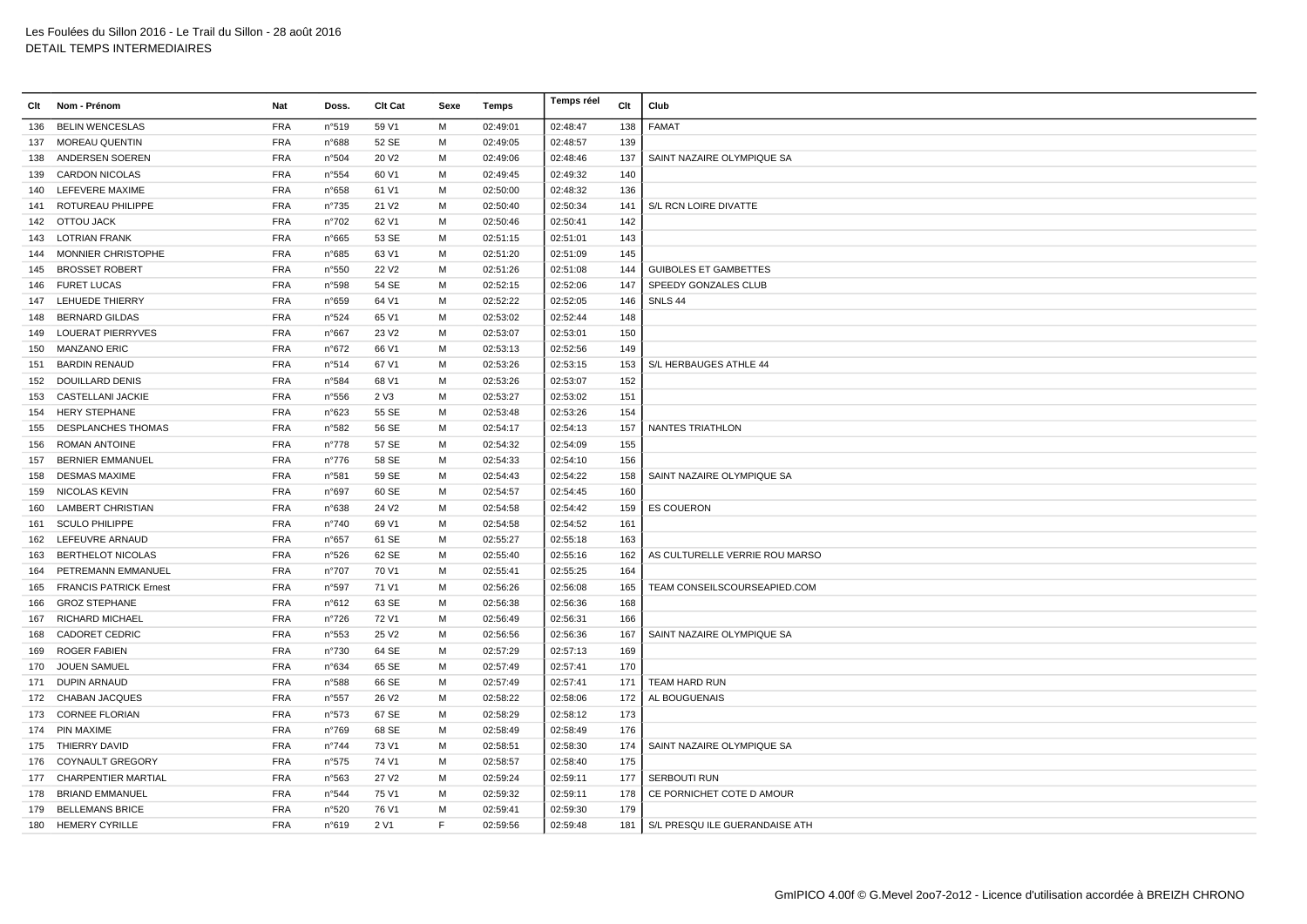Les Foulées du Sillon 2016 - Le Trail du Sillon - 28 août 2016
DETAIL TEMPS INTERMEDIAIRES

| Clt | Nom - Prénom | Nat | Doss. | Clt Cat | Sexe | Temps | Temps réel | Clt | Club |
|---|---|---|---|---|---|---|---|---|---|
| 136 | BELIN WENCESLAS | FRA | n°519 | 59 V1 | M | 02:49:01 | 02:48:47 | 138 | FAMAT |
| 137 | MOREAU QUENTIN | FRA | n°688 | 52 SE | M | 02:49:05 | 02:48:57 | 139 | |
| 138 | ANDERSEN SOEREN | FRA | n°504 | 20 V2 | M | 02:49:06 | 02:48:46 | 137 | SAINT NAZAIRE OLYMPIQUE SA |
| 139 | CARDON NICOLAS | FRA | n°554 | 60 V1 | M | 02:49:45 | 02:49:32 | 140 | |
| 140 | LEFEVERE MAXIME | FRA | n°658 | 61 V1 | M | 02:50:00 | 02:48:32 | 136 | |
| 141 | ROTUREAU PHILIPPE | FRA | n°735 | 21 V2 | M | 02:50:40 | 02:50:34 | 141 | S/L RCN LOIRE DIVATTE |
| 142 | OTTOU JACK | FRA | n°702 | 62 V1 | M | 02:50:46 | 02:50:41 | 142 | |
| 143 | LOTRIAN FRANK | FRA | n°665 | 53 SE | M | 02:51:15 | 02:51:01 | 143 | |
| 144 | MONNIER CHRISTOPHE | FRA | n°685 | 63 V1 | M | 02:51:20 | 02:51:09 | 145 | |
| 145 | BROSSET ROBERT | FRA | n°550 | 22 V2 | M | 02:51:26 | 02:51:08 | 144 | GUIBOLES ET GAMBETTES |
| 146 | FURET LUCAS | FRA | n°598 | 54 SE | M | 02:52:15 | 02:52:06 | 147 | SPEEDY GONZALES CLUB |
| 147 | LEHUEDE THIERRY | FRA | n°659 | 64 V1 | M | 02:52:22 | 02:52:05 | 146 | SNLS 44 |
| 148 | BERNARD GILDAS | FRA | n°524 | 65 V1 | M | 02:53:02 | 02:52:44 | 148 | |
| 149 | LOUERAT PIERRYVES | FRA | n°667 | 23 V2 | M | 02:53:07 | 02:53:01 | 150 | |
| 150 | MANZANO ERIC | FRA | n°672 | 66 V1 | M | 02:53:13 | 02:52:56 | 149 | |
| 151 | BARDIN RENAUD | FRA | n°514 | 67 V1 | M | 02:53:26 | 02:53:15 | 153 | S/L HERBAUGES ATHLE 44 |
| 152 | DOUILLARD DENIS | FRA | n°584 | 68 V1 | M | 02:53:26 | 02:53:07 | 152 | |
| 153 | CASTELLANI JACKIE | FRA | n°556 | 2 V3 | M | 02:53:27 | 02:53:02 | 151 | |
| 154 | HERY STEPHANE | FRA | n°623 | 55 SE | M | 02:53:48 | 02:53:26 | 154 | |
| 155 | DESPLANCHES THOMAS | FRA | n°582 | 56 SE | M | 02:54:17 | 02:54:13 | 157 | NANTES TRIATHLON |
| 156 | ROMAN ANTOINE | FRA | n°778 | 57 SE | M | 02:54:32 | 02:54:09 | 155 | |
| 157 | BERNIER EMMANUEL | FRA | n°776 | 58 SE | M | 02:54:33 | 02:54:10 | 156 | |
| 158 | DESMAS MAXIME | FRA | n°581 | 59 SE | M | 02:54:43 | 02:54:22 | 158 | SAINT NAZAIRE OLYMPIQUE SA |
| 159 | NICOLAS KEVIN | FRA | n°697 | 60 SE | M | 02:54:57 | 02:54:45 | 160 | |
| 160 | LAMBERT CHRISTIAN | FRA | n°638 | 24 V2 | M | 02:54:58 | 02:54:42 | 159 | ES COUERON |
| 161 | SCULO PHILIPPE | FRA | n°740 | 69 V1 | M | 02:54:58 | 02:54:52 | 161 | |
| 162 | LEFEUVRE ARNAUD | FRA | n°657 | 61 SE | M | 02:55:27 | 02:55:18 | 163 | |
| 163 | BERTHELOT NICOLAS | FRA | n°526 | 62 SE | M | 02:55:40 | 02:55:16 | 162 | AS CULTURELLE VERRIE ROU MARSO |
| 164 | PETREMANN EMMANUEL | FRA | n°707 | 70 V1 | M | 02:55:41 | 02:55:25 | 164 | |
| 165 | FRANCIS PATRICK Ernest | FRA | n°597 | 71 V1 | M | 02:56:26 | 02:56:08 | 165 | TEAM CONSEILSCOURSEAPIED.COM |
| 166 | GROZ STEPHANE | FRA | n°612 | 63 SE | M | 02:56:38 | 02:56:36 | 168 | |
| 167 | RICHARD MICHAEL | FRA | n°726 | 72 V1 | M | 02:56:49 | 02:56:31 | 166 | |
| 168 | CADORET CEDRIC | FRA | n°553 | 25 V2 | M | 02:56:56 | 02:56:36 | 167 | SAINT NAZAIRE OLYMPIQUE SA |
| 169 | ROGER FABIEN | FRA | n°730 | 64 SE | M | 02:57:29 | 02:57:13 | 169 | |
| 170 | JOUEN SAMUEL | FRA | n°634 | 65 SE | M | 02:57:49 | 02:57:41 | 170 | |
| 171 | DUPIN ARNAUD | FRA | n°588 | 66 SE | M | 02:57:49 | 02:57:41 | 171 | TEAM HARD RUN |
| 172 | CHABAN JACQUES | FRA | n°557 | 26 V2 | M | 02:58:22 | 02:58:06 | 172 | AL BOUGUENAIS |
| 173 | CORNEE FLORIAN | FRA | n°573 | 67 SE | M | 02:58:29 | 02:58:12 | 173 | |
| 174 | PIN MAXIME | FRA | n°769 | 68 SE | M | 02:58:49 | 02:58:49 | 176 | |
| 175 | THIERRY DAVID | FRA | n°744 | 73 V1 | M | 02:58:51 | 02:58:30 | 174 | SAINT NAZAIRE OLYMPIQUE SA |
| 176 | COYNAULT GREGORY | FRA | n°575 | 74 V1 | M | 02:58:57 | 02:58:40 | 175 | |
| 177 | CHARPENTIER MARTIAL | FRA | n°563 | 27 V2 | M | 02:59:24 | 02:59:11 | 177 | SERBOUTI RUN |
| 178 | BRIAND EMMANUEL | FRA | n°544 | 75 V1 | M | 02:59:32 | 02:59:11 | 178 | CE PORNICHET COTE D AMOUR |
| 179 | BELLEMANS BRICE | FRA | n°520 | 76 V1 | M | 02:59:41 | 02:59:30 | 179 | |
| 180 | HEMERY CYRILLE | FRA | n°619 | 2 V1 | F | 02:59:56 | 02:59:48 | 181 | S/L PRESQU ILE GUERANDAISE ATH |

GmIPICO 4.00f © G.Mevel 2oo7-2o12 - Licence d'utilisation accordée à BREIZH CHRONO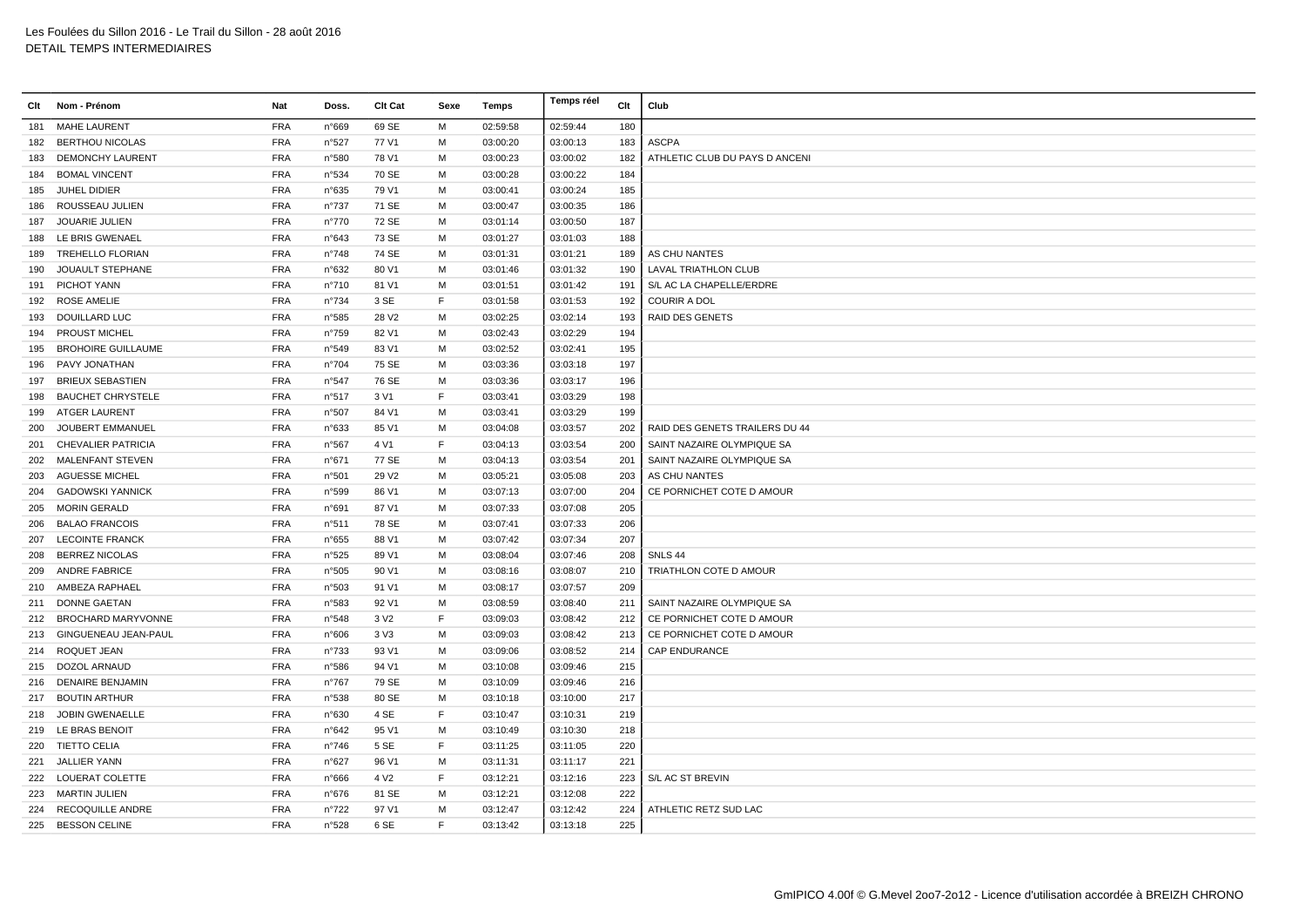Les Foulées du Sillon 2016 - Le Trail du Sillon - 28 août 2016
DETAIL TEMPS INTERMEDIAIRES

| Clt | Nom - Prénom | Nat | Doss. | Clt Cat | Sexe | Temps | Temps réel | Clt | Club |
|---|---|---|---|---|---|---|---|---|---|
| 181 | MAHE LAURENT | FRA | n°669 | 69 SE | M | 02:59:58 | 02:59:44 | 180 | |
| 182 | BERTHOU NICOLAS | FRA | n°527 | 77 V1 | M | 03:00:20 | 03:00:13 | 183 | ASCPA |
| 183 | DEMONCHY LAURENT | FRA | n°580 | 78 V1 | M | 03:00:23 | 03:00:02 | 182 | ATHLETIC CLUB DU PAYS D ANCENI |
| 184 | BOMAL VINCENT | FRA | n°534 | 70 SE | M | 03:00:28 | 03:00:22 | 184 | |
| 185 | JUHEL DIDIER | FRA | n°635 | 79 V1 | M | 03:00:41 | 03:00:24 | 185 | |
| 186 | ROUSSEAU JULIEN | FRA | n°737 | 71 SE | M | 03:00:47 | 03:00:35 | 186 | |
| 187 | JOUARIE JULIEN | FRA | n°770 | 72 SE | M | 03:01:14 | 03:00:50 | 187 | |
| 188 | LE BRIS GWENAEL | FRA | n°643 | 73 SE | M | 03:01:27 | 03:01:03 | 188 | |
| 189 | TREHELLO FLORIAN | FRA | n°748 | 74 SE | M | 03:01:31 | 03:01:21 | 189 | AS CHU NANTES |
| 190 | JOUAULT STEPHANE | FRA | n°632 | 80 V1 | M | 03:01:46 | 03:01:32 | 190 | LAVAL TRIATHLON CLUB |
| 191 | PICHOT YANN | FRA | n°710 | 81 V1 | M | 03:01:51 | 03:01:42 | 191 | S/L AC LA CHAPELLE/ERDRE |
| 192 | ROSE AMELIE | FRA | n°734 | 3 SE | F | 03:01:58 | 03:01:53 | 192 | COURIR A DOL |
| 193 | DOUILLARD LUC | FRA | n°585 | 28 V2 | M | 03:02:25 | 03:02:14 | 193 | RAID DES GENETS |
| 194 | PROUST MICHEL | FRA | n°759 | 82 V1 | M | 03:02:43 | 03:02:29 | 194 | |
| 195 | BROHOIRE GUILLAUME | FRA | n°549 | 83 V1 | M | 03:02:52 | 03:02:41 | 195 | |
| 196 | PAVY JONATHAN | FRA | n°704 | 75 SE | M | 03:03:36 | 03:03:18 | 197 | |
| 197 | BRIEUX SEBASTIEN | FRA | n°547 | 76 SE | M | 03:03:36 | 03:03:17 | 196 | |
| 198 | BAUCHET CHRYSTELE | FRA | n°517 | 3 V1 | F | 03:03:41 | 03:03:29 | 198 | |
| 199 | ATGER LAURENT | FRA | n°507 | 84 V1 | M | 03:03:41 | 03:03:29 | 199 | |
| 200 | JOUBERT EMMANUEL | FRA | n°633 | 85 V1 | M | 03:04:08 | 03:03:57 | 202 | RAID DES GENETS TRAILERS DU 44 |
| 201 | CHEVALIER PATRICIA | FRA | n°567 | 4 V1 | F | 03:04:13 | 03:03:54 | 200 | SAINT NAZAIRE OLYMPIQUE SA |
| 202 | MALENFANT STEVEN | FRA | n°671 | 77 SE | M | 03:04:13 | 03:03:54 | 201 | SAINT NAZAIRE OLYMPIQUE SA |
| 203 | AGUESSE MICHEL | FRA | n°501 | 29 V2 | M | 03:05:21 | 03:05:08 | 203 | AS CHU NANTES |
| 204 | GADOWSKI YANNICK | FRA | n°599 | 86 V1 | M | 03:07:13 | 03:07:00 | 204 | CE PORNICHET COTE D AMOUR |
| 205 | MORIN GERALD | FRA | n°691 | 87 V1 | M | 03:07:33 | 03:07:08 | 205 | |
| 206 | BALAO FRANCOIS | FRA | n°511 | 78 SE | M | 03:07:41 | 03:07:33 | 206 | |
| 207 | LECOINTE FRANCK | FRA | n°655 | 88 V1 | M | 03:07:42 | 03:07:34 | 207 | |
| 208 | BERREZ NICOLAS | FRA | n°525 | 89 V1 | M | 03:08:04 | 03:07:46 | 208 | SNLS 44 |
| 209 | ANDRE FABRICE | FRA | n°505 | 90 V1 | M | 03:08:16 | 03:08:07 | 210 | TRIATHLON COTE D AMOUR |
| 210 | AMBEZA RAPHAEL | FRA | n°503 | 91 V1 | M | 03:08:17 | 03:07:57 | 209 | |
| 211 | DONNE GAETAN | FRA | n°583 | 92 V1 | M | 03:08:59 | 03:08:40 | 211 | SAINT NAZAIRE OLYMPIQUE SA |
| 212 | BROCHARD MARYVONNE | FRA | n°548 | 3 V2 | F | 03:09:03 | 03:08:42 | 212 | CE PORNICHET COTE D AMOUR |
| 213 | GINGUENEAU JEAN-PAUL | FRA | n°606 | 3 V3 | M | 03:09:03 | 03:08:42 | 213 | CE PORNICHET COTE D AMOUR |
| 214 | ROQUET JEAN | FRA | n°733 | 93 V1 | M | 03:09:06 | 03:08:52 | 214 | CAP ENDURANCE |
| 215 | DOZOL ARNAUD | FRA | n°586 | 94 V1 | M | 03:10:08 | 03:09:46 | 215 | |
| 216 | DENAIRE BENJAMIN | FRA | n°767 | 79 SE | M | 03:10:09 | 03:09:46 | 216 | |
| 217 | BOUTIN ARTHUR | FRA | n°538 | 80 SE | M | 03:10:18 | 03:10:00 | 217 | |
| 218 | JOBIN GWENAELLE | FRA | n°630 | 4 SE | F | 03:10:47 | 03:10:31 | 219 | |
| 219 | LE BRAS BENOIT | FRA | n°642 | 95 V1 | M | 03:10:49 | 03:10:30 | 218 | |
| 220 | TIETTO CELIA | FRA | n°746 | 5 SE | F | 03:11:25 | 03:11:05 | 220 | |
| 221 | JALLIER YANN | FRA | n°627 | 96 V1 | M | 03:11:31 | 03:11:17 | 221 | |
| 222 | LOUERAT COLETTE | FRA | n°666 | 4 V2 | F | 03:12:21 | 03:12:16 | 223 | S/L AC ST BREVIN |
| 223 | MARTIN JULIEN | FRA | n°676 | 81 SE | M | 03:12:21 | 03:12:08 | 222 | |
| 224 | RECOQUILLE ANDRE | FRA | n°722 | 97 V1 | M | 03:12:47 | 03:12:42 | 224 | ATHLETIC RETZ SUD LAC |
| 225 | BESSON CELINE | FRA | n°528 | 6 SE | F | 03:13:42 | 03:13:18 | 225 | |

GmIPICO 4.00f © G.Mevel 2oo7-2o12 - Licence d'utilisation accordée à BREIZH CHRONO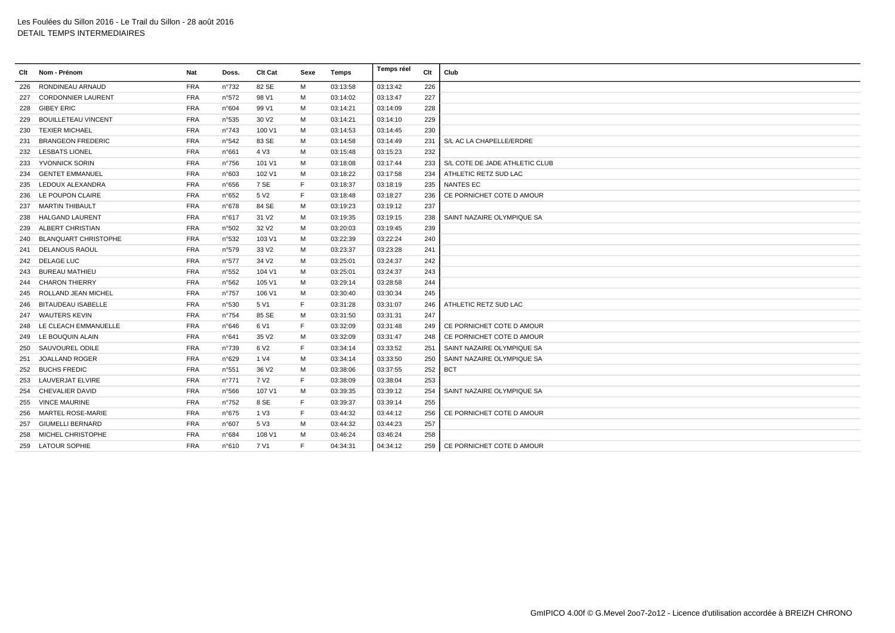Les Foulées du Sillon 2016 - Le Trail du Sillon - 28 août 2016
DETAIL TEMPS INTERMEDIAIRES

| Clt | Nom - Prénom | Nat | Doss. | Clt Cat | Sexe | Temps | Temps réel | Clt | Club |
|---|---|---|---|---|---|---|---|---|---|
| 226 | RONDINEAU ARNAUD | FRA | n°732 | 82 SE | M | 03:13:58 | 03:13:42 | 226 | |
| 227 | CORDONNIER LAURENT | FRA | n°572 | 98 V1 | M | 03:14:02 | 03:13:47 | 227 | |
| 228 | GIBEY ERIC | FRA | n°604 | 99 V1 | M | 03:14:21 | 03:14:09 | 228 | |
| 229 | BOUILLETEAU VINCENT | FRA | n°535 | 30 V2 | M | 03:14:21 | 03:14:10 | 229 | |
| 230 | TEXIER MICHAEL | FRA | n°743 | 100 V1 | M | 03:14:53 | 03:14:45 | 230 | |
| 231 | BRANGEON FREDERIC | FRA | n°542 | 83 SE | M | 03:14:58 | 03:14:49 | 231 | S/L AC LA CHAPELLE/ERDRE |
| 232 | LESBATS LIONEL | FRA | n°661 | 4 V3 | M | 03:15:48 | 03:15:23 | 232 | |
| 233 | YVONNICK SORIN | FRA | n°756 | 101 V1 | M | 03:18:08 | 03:17:44 | 233 | S/L COTE DE JADE ATHLETIC CLUB |
| 234 | GENTET EMMANUEL | FRA | n°603 | 102 V1 | M | 03:18:22 | 03:17:58 | 234 | ATHLETIC RETZ SUD LAC |
| 235 | LEDOUX ALEXANDRA | FRA | n°656 | 7 SE | F | 03:18:37 | 03:18:19 | 235 | NANTES EC |
| 236 | LE POUPON CLAIRE | FRA | n°652 | 5 V2 | F | 03:18:48 | 03:18:27 | 236 | CE PORNICHET COTE D AMOUR |
| 237 | MARTIN THIBAULT | FRA | n°678 | 84 SE | M | 03:19:23 | 03:19:12 | 237 | |
| 238 | HALGAND LAURENT | FRA | n°617 | 31 V2 | M | 03:19:35 | 03:19:15 | 238 | SAINT NAZAIRE OLYMPIQUE SA |
| 239 | ALBERT CHRISTIAN | FRA | n°502 | 32 V2 | M | 03:20:03 | 03:19:45 | 239 | |
| 240 | BLANQUART CHRISTOPHE | FRA | n°532 | 103 V1 | M | 03:22:39 | 03:22:24 | 240 | |
| 241 | DELANOUS RAOUL | FRA | n°579 | 33 V2 | M | 03:23:37 | 03:23:28 | 241 | |
| 242 | DELAGE LUC | FRA | n°577 | 34 V2 | M | 03:25:01 | 03:24:37 | 242 | |
| 243 | BUREAU MATHIEU | FRA | n°552 | 104 V1 | M | 03:25:01 | 03:24:37 | 243 | |
| 244 | CHARON THIERRY | FRA | n°562 | 105 V1 | M | 03:29:14 | 03:28:58 | 244 | |
| 245 | ROLLAND JEAN MICHEL | FRA | n°757 | 106 V1 | M | 03:30:40 | 03:30:34 | 245 | |
| 246 | BITAUDEAU ISABELLE | FRA | n°530 | 5 V1 | F | 03:31:28 | 03:31:07 | 246 | ATHLETIC RETZ SUD LAC |
| 247 | WAUTERS KEVIN | FRA | n°754 | 85 SE | M | 03:31:50 | 03:31:31 | 247 | |
| 248 | LE CLEACH EMMANUELLE | FRA | n°646 | 6 V1 | F | 03:32:09 | 03:31:48 | 249 | CE PORNICHET COTE D AMOUR |
| 249 | LE BOUQUIN ALAIN | FRA | n°641 | 35 V2 | M | 03:32:09 | 03:31:47 | 248 | CE PORNICHET COTE D AMOUR |
| 250 | SAUVOUREL ODILE | FRA | n°739 | 6 V2 | F | 03:34:14 | 03:33:52 | 251 | SAINT NAZAIRE OLYMPIQUE SA |
| 251 | JOALLAND ROGER | FRA | n°629 | 1 V4 | M | 03:34:14 | 03:33:50 | 250 | SAINT NAZAIRE OLYMPIQUE SA |
| 252 | BUCHS FREDIC | FRA | n°551 | 36 V2 | M | 03:38:06 | 03:37:55 | 252 | BCT |
| 253 | LAUVERJAT ELVIRE | FRA | n°771 | 7 V2 | F | 03:38:09 | 03:38:04 | 253 | |
| 254 | CHEVALIER DAVID | FRA | n°566 | 107 V1 | M | 03:39:35 | 03:39:12 | 254 | SAINT NAZAIRE OLYMPIQUE SA |
| 255 | VINCE MAURINE | FRA | n°752 | 8 SE | F | 03:39:37 | 03:39:14 | 255 | |
| 256 | MARTEL ROSE-MARIE | FRA | n°675 | 1 V3 | F | 03:44:32 | 03:44:12 | 256 | CE PORNICHET COTE D AMOUR |
| 257 | GIUMELLI BERNARD | FRA | n°607 | 5 V3 | M | 03:44:32 | 03:44:23 | 257 | |
| 258 | MICHEL CHRISTOPHE | FRA | n°684 | 108 V1 | M | 03:46:24 | 03:46:24 | 258 | |
| 259 | LATOUR SOPHIE | FRA | n°610 | 7 V1 | F | 04:34:31 | 04:34:12 | 259 | CE PORNICHET COTE D AMOUR |

GmIPICO 4.00f © G.Mevel 2oo7-2o12 - Licence d'utilisation accordée à BREIZH CHRONO